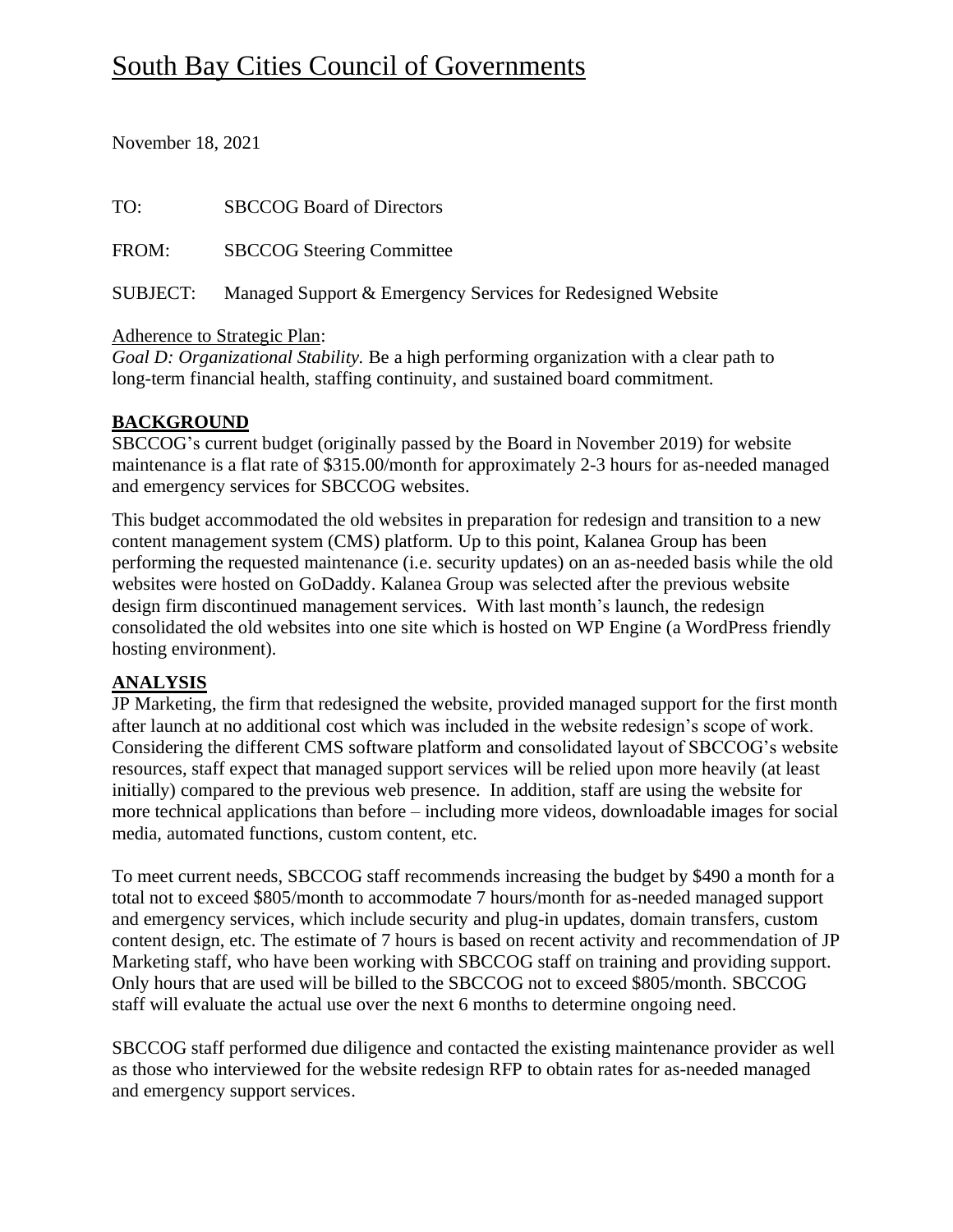# South Bay Cities Council of Governments

November 18, 2021

TO: SBCCOG Board of Directors

FROM: SBCCOG Steering Committee

SUBJECT: Managed Support & Emergency Services for Redesigned Website

Adherence to Strategic Plan:
*Goal D: Organizational Stability.* Be a high performing organization with a clear path to long-term financial health, staffing continuity, and sustained board commitment.

## BACKGROUND

SBCCOG's current budget (originally passed by the Board in November 2019) for website maintenance is a flat rate of $315.00/month for approximately 2-3 hours for as-needed managed and emergency services for SBCCOG websites.

This budget accommodated the old websites in preparation for redesign and transition to a new content management system (CMS) platform. Up to this point, Kalanea Group has been performing the requested maintenance (i.e. security updates) on an as-needed basis while the old websites were hosted on GoDaddy. Kalanea Group was selected after the previous website design firm discontinued management services. With last month's launch, the redesign consolidated the old websites into one site which is hosted on WP Engine (a WordPress friendly hosting environment).

## ANALYSIS

JP Marketing, the firm that redesigned the website, provided managed support for the first month after launch at no additional cost which was included in the website redesign's scope of work. Considering the different CMS software platform and consolidated layout of SBCCOG's website resources, staff expect that managed support services will be relied upon more heavily (at least initially) compared to the previous web presence. In addition, staff are using the website for more technical applications than before – including more videos, downloadable images for social media, automated functions, custom content, etc.

To meet current needs, SBCCOG staff recommends increasing the budget by $490 a month for a total not to exceed $805/month to accommodate 7 hours/month for as-needed managed support and emergency services, which include security and plug-in updates, domain transfers, custom content design, etc. The estimate of 7 hours is based on recent activity and recommendation of JP Marketing staff, who have been working with SBCCOG staff on training and providing support. Only hours that are used will be billed to the SBCCOG not to exceed $805/month. SBCCOG staff will evaluate the actual use over the next 6 months to determine ongoing need.

SBCCOG staff performed due diligence and contacted the existing maintenance provider as well as those who interviewed for the website redesign RFP to obtain rates for as-needed managed and emergency support services.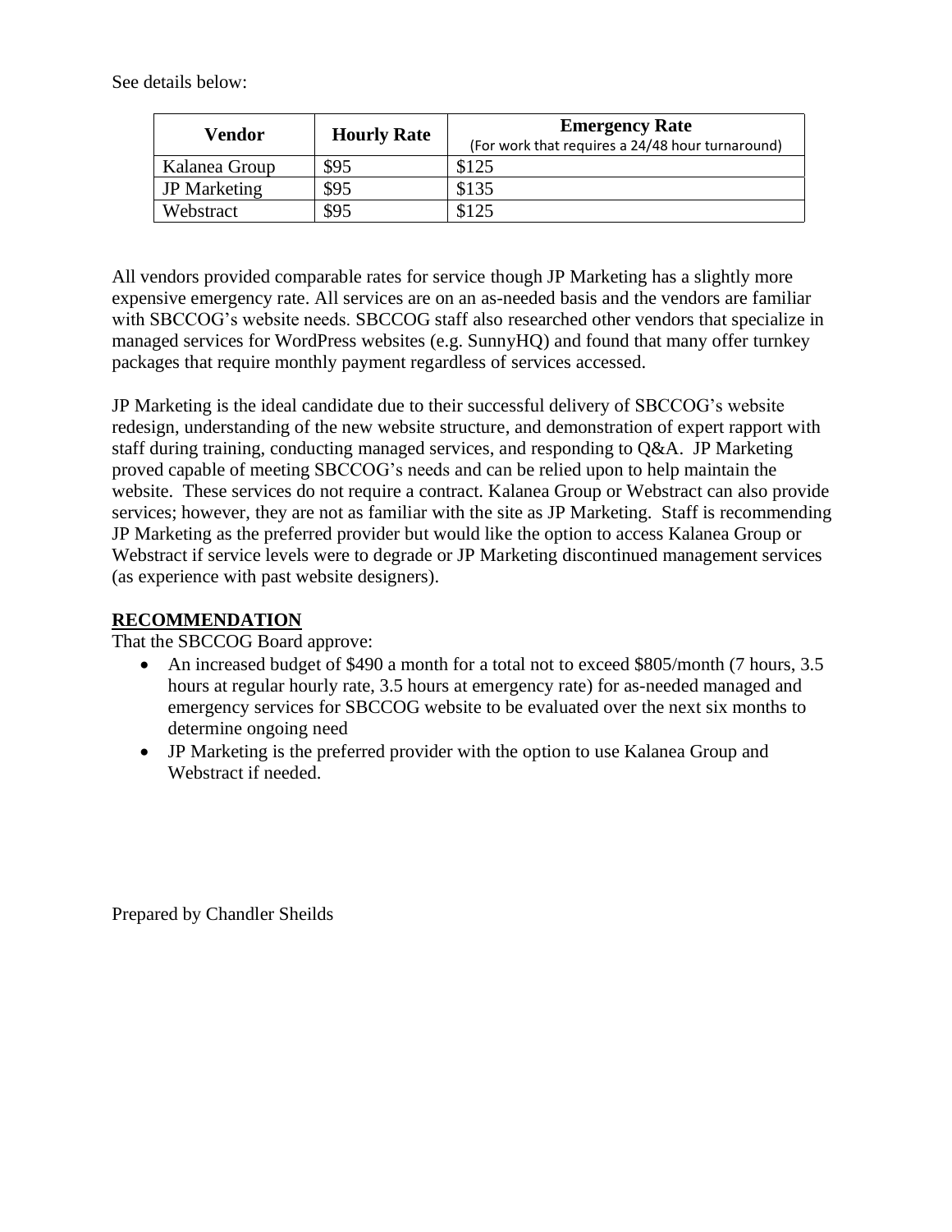See details below:

| Vendor | Hourly Rate | Emergency Rate (For work that requires a 24/48 hour turnaround) |
|---|---|---|
| Kalanea Group | $95 | $125 |
| JP Marketing | $95 | $135 |
| Webstract | $95 | $125 |

All vendors provided comparable rates for service though JP Marketing has a slightly more expensive emergency rate. All services are on an as-needed basis and the vendors are familiar with SBCCOG's website needs. SBCCOG staff also researched other vendors that specialize in managed services for WordPress websites (e.g. SunnyHQ) and found that many offer turnkey packages that require monthly payment regardless of services accessed.

JP Marketing is the ideal candidate due to their successful delivery of SBCCOG's website redesign, understanding of the new website structure, and demonstration of expert rapport with staff during training, conducting managed services, and responding to Q&A. JP Marketing proved capable of meeting SBCCOG's needs and can be relied upon to help maintain the website. These services do not require a contract. Kalanea Group or Webstract can also provide services; however, they are not as familiar with the site as JP Marketing. Staff is recommending JP Marketing as the preferred provider but would like the option to access Kalanea Group or Webstract if service levels were to degrade or JP Marketing discontinued management services (as experience with past website designers).

## RECOMMENDATION

That the SBCCOG Board approve:

- An increased budget of $490 a month for a total not to exceed $805/month (7 hours, 3.5 hours at regular hourly rate, 3.5 hours at emergency rate) for as-needed managed and emergency services for SBCCOG website to be evaluated over the next six months to determine ongoing need
- JP Marketing is the preferred provider with the option to use Kalanea Group and Webstract if needed.

Prepared by Chandler Sheilds